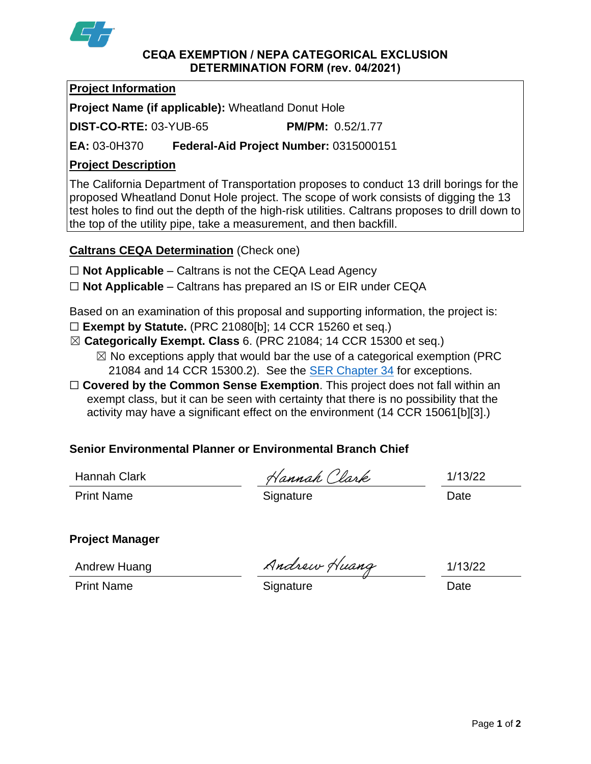# CEQA EXEMPTION / NEPA CATEGORICAL EXCLUSION DETERMINATION FORM (rev. 04/2021)

## Project Information

**Project Name (if applicable):** Wheatland Donut Hole

**DIST-CO-RTE:** 03-YUB-65 **PM/PM:** 0.52/1.77

**EA:** 03-0H370 **Federal-Aid Project Number:** 0315000151

## Project Description

The California Department of Transportation proposes to conduct 13 drill borings for the proposed Wheatland Donut Hole project. The scope of work consists of digging the 13 test holes to find out the depth of the high-risk utilities. Caltrans proposes to drill down to the top of the utility pipe, take a measurement, and then backfill.

## Caltrans CEQA Determination (Check one)

☐ **Not Applicable** – Caltrans is not the CEQA Lead Agency

☐ **Not Applicable** – Caltrans has prepared an IS or EIR under CEQA

Based on an examination of this proposal and supporting information, the project is:

☐ **Exempt by Statute.** (PRC 21080[b]; 14 CCR 15260 et seq.)

☒ **Categorically Exempt. Class** 6. (PRC 21084; 14 CCR 15300 et seq.)

  ☒ No exceptions apply that would bar the use of a categorical exemption (PRC 21084 and 14 CCR 15300.2). See the SER Chapter 34 for exceptions.

☐ **Covered by the Common Sense Exemption**. This project does not fall within an exempt class, but it can be seen with certainty that there is no possibility that the activity may have a significant effect on the environment (14 CCR 15061[b][3].)

### Senior Environmental Planner or Environmental Branch Chief

| Hannah Clark | Hannah Clark | 1/13/22 |
| --- | --- | --- |
| Print Name | Signature | Date |

### Project Manager

| Andrew Huang | Andrew Huang | 1/13/22 |
| --- | --- | --- |
| Print Name | Signature | Date |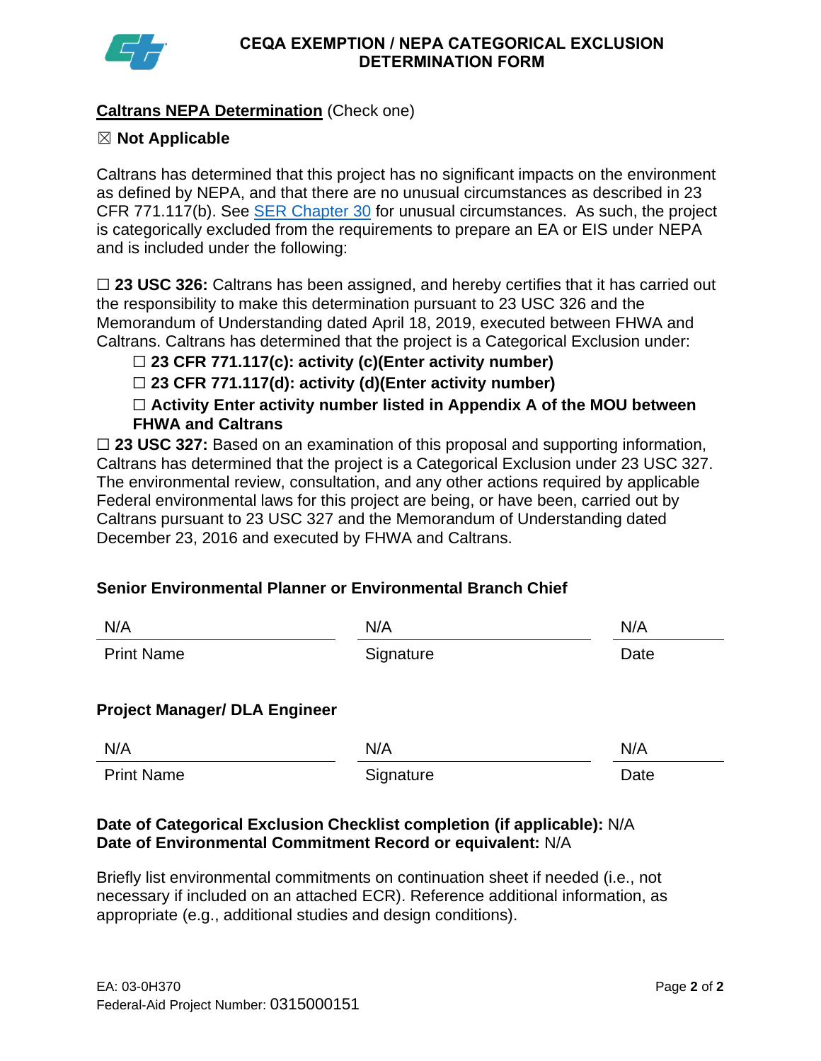# CEQA EXEMPTION / NEPA CATEGORICAL EXCLUSION DETERMINATION FORM

**Caltrans NEPA Determination** (Check one)

☒ **Not Applicable**

Caltrans has determined that this project has no significant impacts on the environment as defined by NEPA, and that there are no unusual circumstances as described in 23 CFR 771.117(b). See [SER Chapter 30] for unusual circumstances. As such, the project is categorically excluded from the requirements to prepare an EA or EIS under NEPA and is included under the following:

☐ **23 USC 326:** Caltrans has been assigned, and hereby certifies that it has carried out the responsibility to make this determination pursuant to 23 USC 326 and the Memorandum of Understanding dated April 18, 2019, executed between FHWA and Caltrans. Caltrans has determined that the project is a Categorical Exclusion under:

- ☐ **23 CFR 771.117(c): activity (c)(Enter activity number)**
- ☐ **23 CFR 771.117(d): activity (d)(Enter activity number)**
- ☐ **Activity Enter activity number listed in Appendix A of the MOU between FHWA and Caltrans**

☐ **23 USC 327:** Based on an examination of this proposal and supporting information, Caltrans has determined that the project is a Categorical Exclusion under 23 USC 327. The environmental review, consultation, and any other actions required by applicable Federal environmental laws for this project are being, or have been, carried out by Caltrans pursuant to 23 USC 327 and the Memorandum of Understanding dated December 23, 2016 and executed by FHWA and Caltrans.

### Senior Environmental Planner or Environmental Branch Chief

| Print Name | Signature | Date |
|---|---|---|
| N/A | N/A | N/A |

### Project Manager/ DLA Engineer

| Print Name | Signature | Date |
|---|---|---|
| N/A | N/A | N/A |

**Date of Categorical Exclusion Checklist completion (if applicable):** N/A
**Date of Environmental Commitment Record or equivalent:** N/A

Briefly list environmental commitments on continuation sheet if needed (i.e., not necessary if included on an attached ECR). Reference additional information, as appropriate (e.g., additional studies and design conditions).

EA: 03-0H370
Federal-Aid Project Number: 0315000151